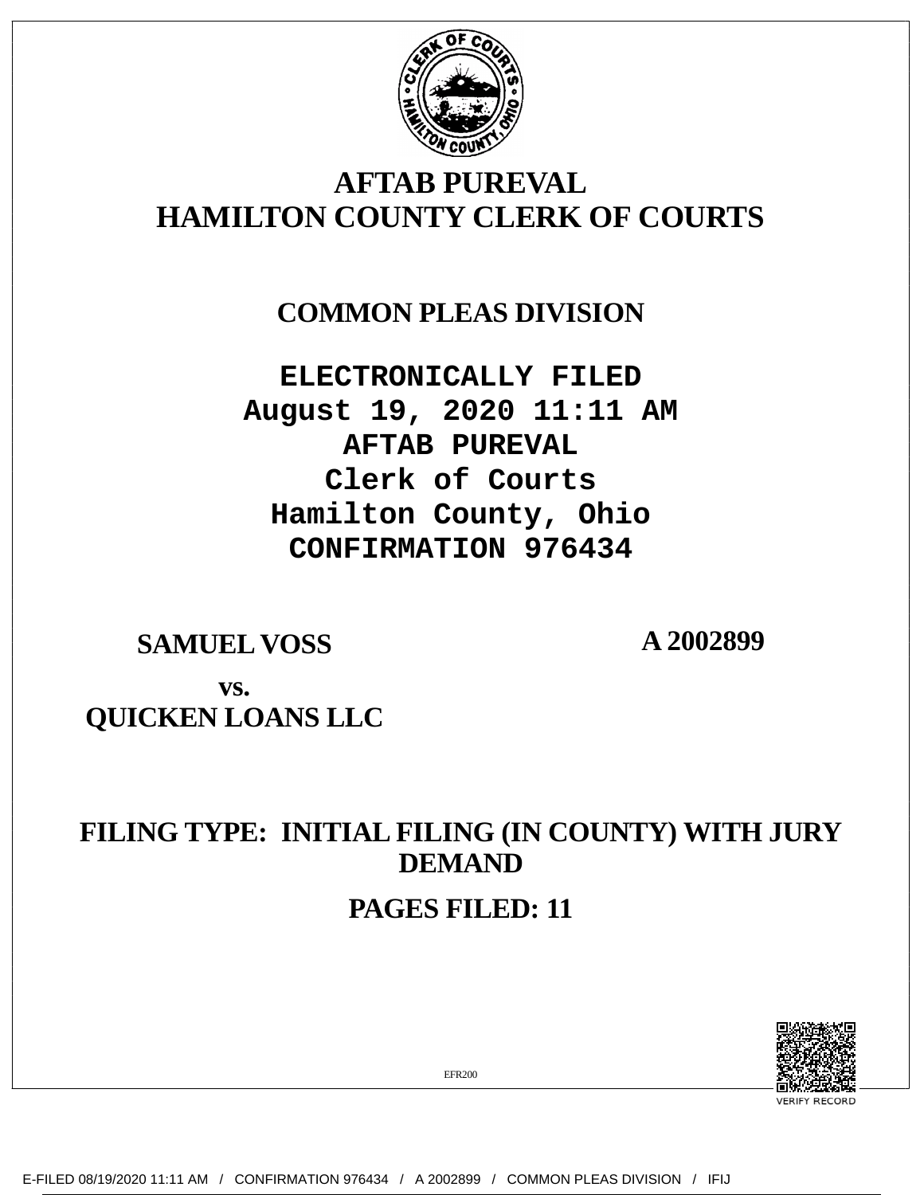# AFTAB PUREVAL
# HAMILTON COUNTY CLERK OF COURTS

## COMMON PLEAS DIVISION

**ELECTRONICALLY FILED**
**August 19, 2020 11:11 AM**
**AFTAB PUREVAL**
**Clerk of Courts**
**Hamilton County, Ohio**
**CONFIRMATION 976434**

**SAMUEL VOSS** **A 2002899**

**vs.**
**QUICKEN LOANS LLC**

## FILING TYPE: INITIAL FILING (IN COUNTY) WITH JURY DEMAND

## PAGES FILED: 11

EFR200

VERIFY RECORD

E-FILED 08/19/2020 11:11 AM / CONFIRMATION 976434 / A 2002899 / COMMON PLEAS DIVISION / IFIJ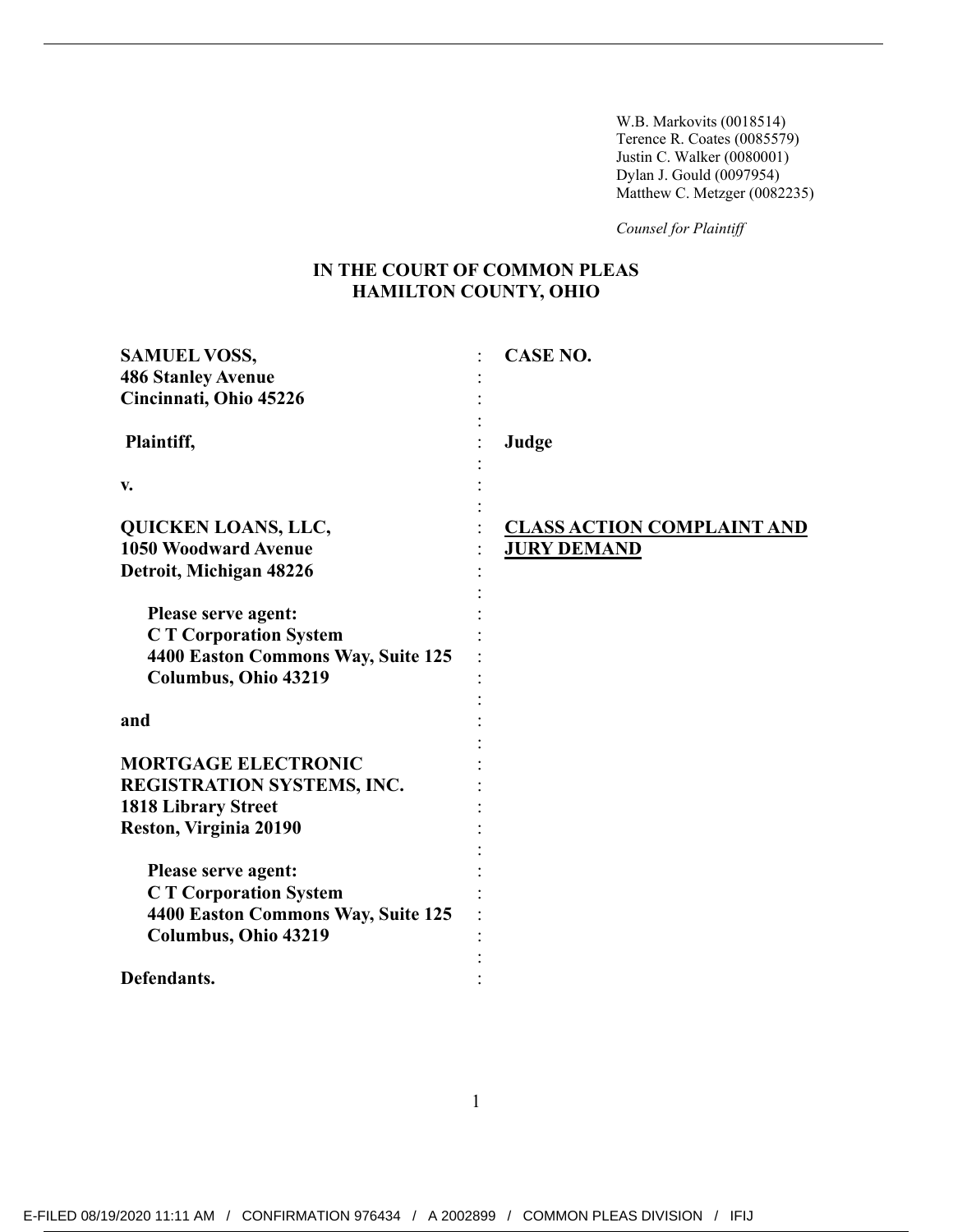W.B. Markovits (0018514)
Terence R. Coates (0085579)
Justin C. Walker (0080001)
Dylan J. Gould (0097954)
Matthew C. Metzger (0082235)

*Counsel for Plaintiff*

**IN THE COURT OF COMMON PLEAS**
**HAMILTON COUNTY, OHIO**

| | | |
|---|---|---|
| **SAMUEL VOSS,** **486 Stanley Avenue** **Cincinnati, Ohio 45226** | : | **CASE NO.** |
| **Plaintiff,** | : | **Judge** |
| **v.** | : | |
| **QUICKEN LOANS, LLC,** **1050 Woodward Avenue** **Detroit, Michigan 48226** | : | **CLASS ACTION COMPLAINT AND JURY DEMAND** |
| **Please serve agent:** **C T Corporation System** **4400 Easton Commons Way, Suite 125** **Columbus, Ohio 43219** | : | |
| **and** | : | |
| **MORTGAGE ELECTRONIC REGISTRATION SYSTEMS, INC.** **1818 Library Street** **Reston, Virginia 20190** | : | |
| **Please serve agent:** **C T Corporation System** **4400 Easton Commons Way, Suite 125** **Columbus, Ohio 43219** | : | |
| **Defendants.** | : | |

E-FILED 08/19/2020 11:11 AM / CONFIRMATION 976434 / A 2002899 / COMMON PLEAS DIVISION / IFIJ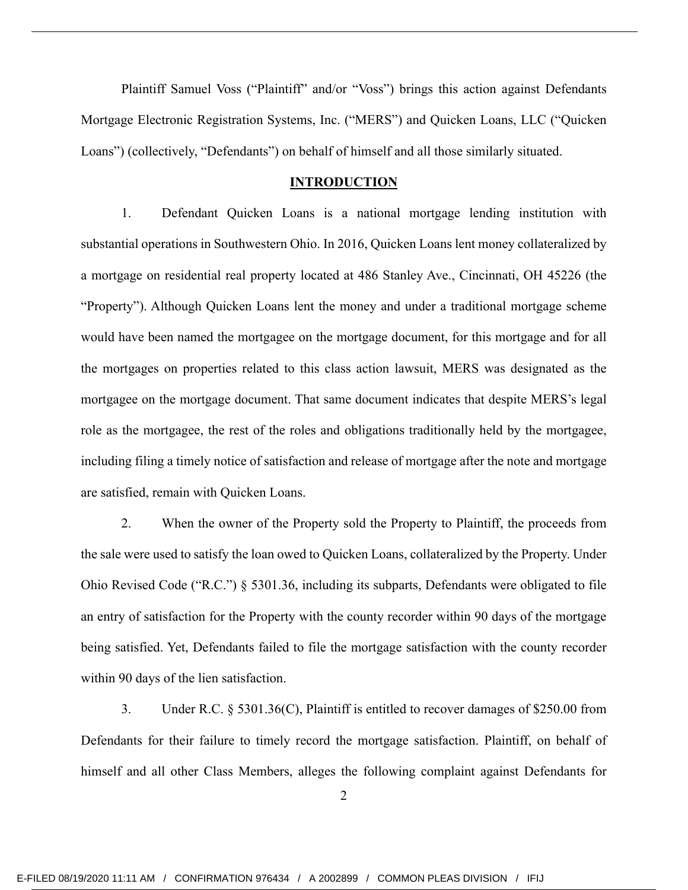Plaintiff Samuel Voss ("Plaintiff" and/or "Voss") brings this action against Defendants Mortgage Electronic Registration Systems, Inc. ("MERS") and Quicken Loans, LLC ("Quicken Loans") (collectively, "Defendants") on behalf of himself and all those similarly situated.

## INTRODUCTION

1. Defendant Quicken Loans is a national mortgage lending institution with substantial operations in Southwestern Ohio. In 2016, Quicken Loans lent money collateralized by a mortgage on residential real property located at 486 Stanley Ave., Cincinnati, OH 45226 (the "Property"). Although Quicken Loans lent the money and under a traditional mortgage scheme would have been named the mortgagee on the mortgage document, for this mortgage and for all the mortgages on properties related to this class action lawsuit, MERS was designated as the mortgagee on the mortgage document. That same document indicates that despite MERS's legal role as the mortgagee, the rest of the roles and obligations traditionally held by the mortgagee, including filing a timely notice of satisfaction and release of mortgage after the note and mortgage are satisfied, remain with Quicken Loans.

2. When the owner of the Property sold the Property to Plaintiff, the proceeds from the sale were used to satisfy the loan owed to Quicken Loans, collateralized by the Property. Under Ohio Revised Code ("R.C.") § 5301.36, including its subparts, Defendants were obligated to file an entry of satisfaction for the Property with the county recorder within 90 days of the mortgage being satisfied. Yet, Defendants failed to file the mortgage satisfaction with the county recorder within 90 days of the lien satisfaction.

3. Under R.C. § 5301.36(C), Plaintiff is entitled to recover damages of $250.00 from Defendants for their failure to timely record the mortgage satisfaction. Plaintiff, on behalf of himself and all other Class Members, alleges the following complaint against Defendants for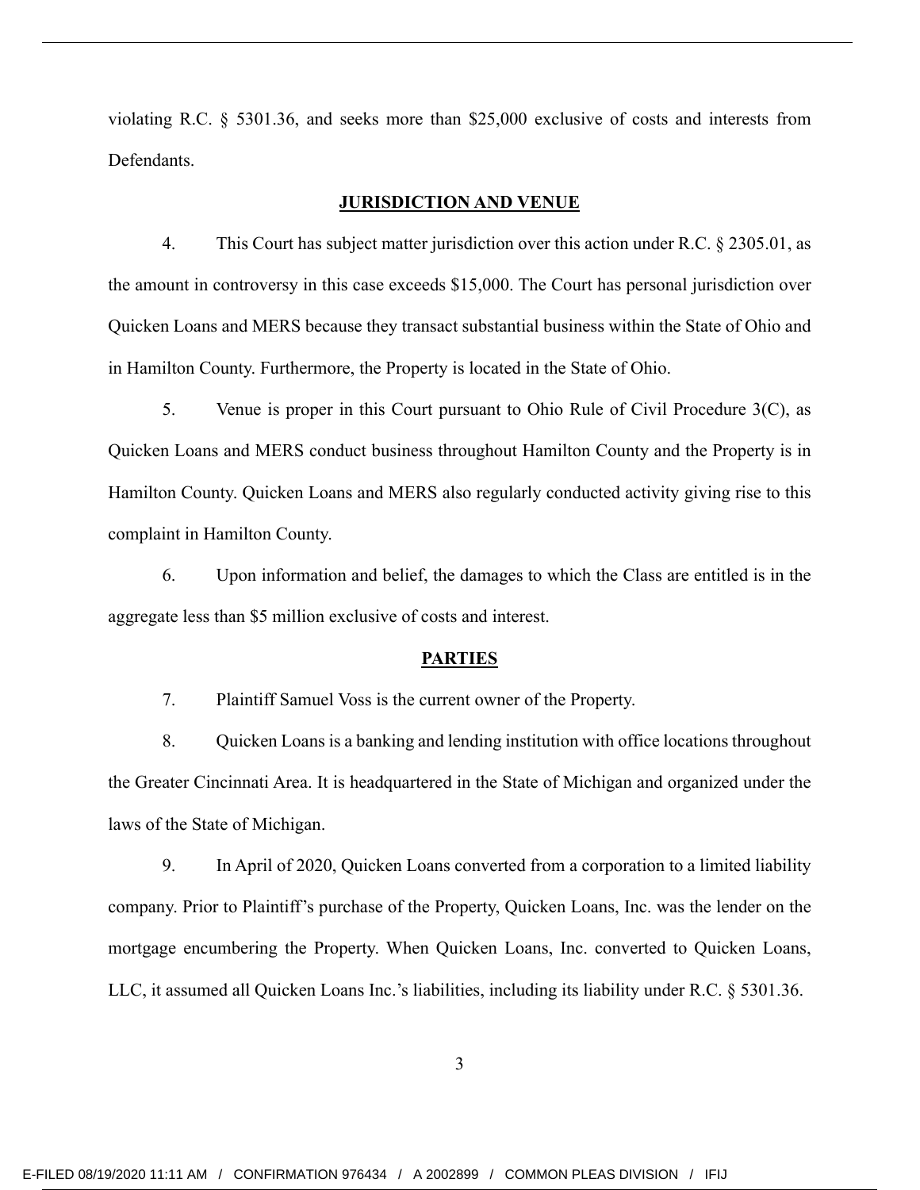violating R.C. § 5301.36, and seeks more than $25,000 exclusive of costs and interests from Defendants.

## **JURISDICTION AND VENUE**

4. This Court has subject matter jurisdiction over this action under R.C. § 2305.01, as the amount in controversy in this case exceeds $15,000. The Court has personal jurisdiction over Quicken Loans and MERS because they transact substantial business within the State of Ohio and in Hamilton County. Furthermore, the Property is located in the State of Ohio.

5. Venue is proper in this Court pursuant to Ohio Rule of Civil Procedure 3(C), as Quicken Loans and MERS conduct business throughout Hamilton County and the Property is in Hamilton County. Quicken Loans and MERS also regularly conducted activity giving rise to this complaint in Hamilton County.

6. Upon information and belief, the damages to which the Class are entitled is in the aggregate less than $5 million exclusive of costs and interest.

## **PARTIES**

7. Plaintiff Samuel Voss is the current owner of the Property.

8. Quicken Loans is a banking and lending institution with office locations throughout the Greater Cincinnati Area. It is headquartered in the State of Michigan and organized under the laws of the State of Michigan.

9. In April of 2020, Quicken Loans converted from a corporation to a limited liability company. Prior to Plaintiff's purchase of the Property, Quicken Loans, Inc. was the lender on the mortgage encumbering the Property. When Quicken Loans, Inc. converted to Quicken Loans, LLC, it assumed all Quicken Loans Inc.'s liabilities, including its liability under R.C. § 5301.36.

E-FILED 08/19/2020 11:11 AM / CONFIRMATION 976434 / A 2002899 / COMMON PLEAS DIVISION / IFIJ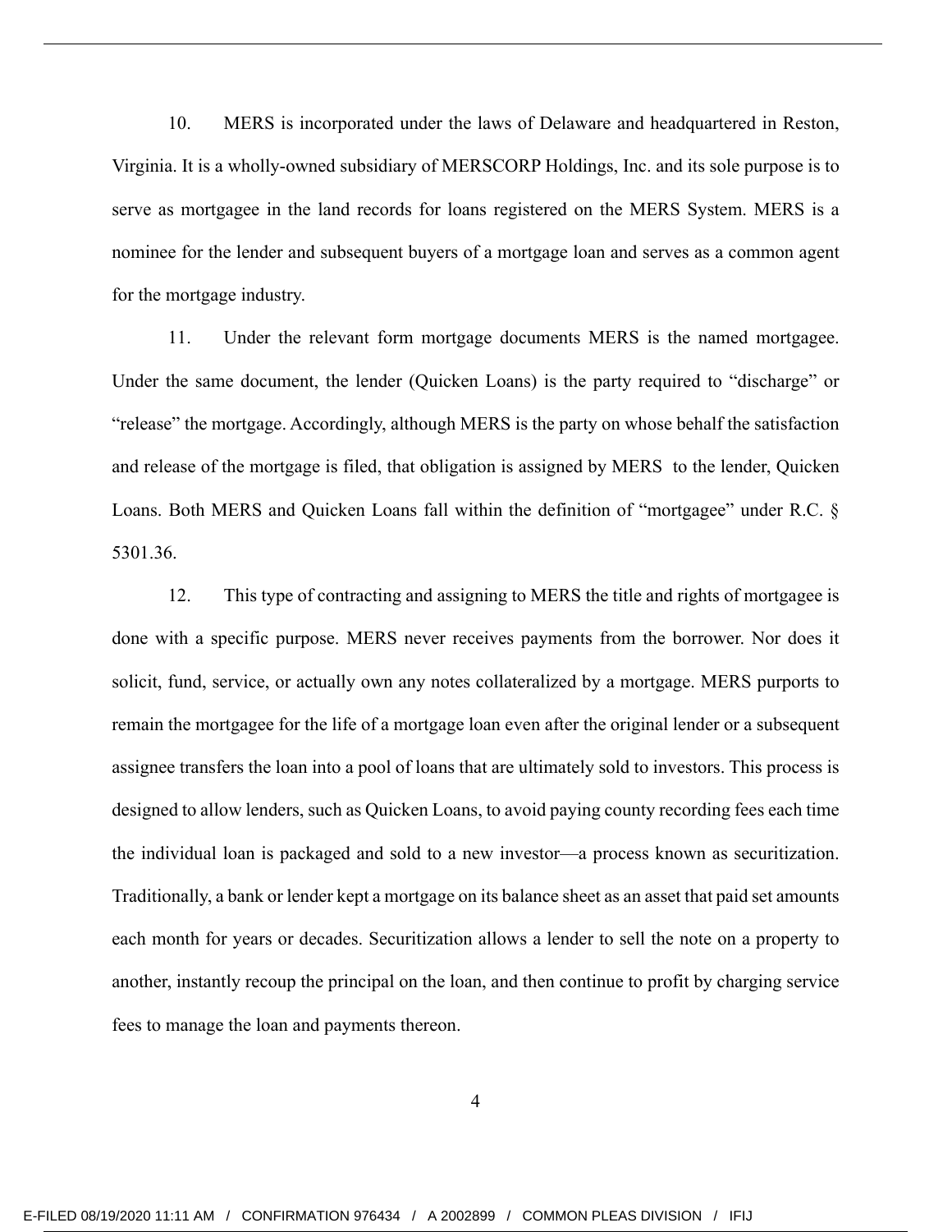10. MERS is incorporated under the laws of Delaware and headquartered in Reston, Virginia. It is a wholly-owned subsidiary of MERSCORP Holdings, Inc. and its sole purpose is to serve as mortgagee in the land records for loans registered on the MERS System. MERS is a nominee for the lender and subsequent buyers of a mortgage loan and serves as a common agent for the mortgage industry.

11. Under the relevant form mortgage documents MERS is the named mortgagee. Under the same document, the lender (Quicken Loans) is the party required to "discharge" or "release" the mortgage. Accordingly, although MERS is the party on whose behalf the satisfaction and release of the mortgage is filed, that obligation is assigned by MERS to the lender, Quicken Loans. Both MERS and Quicken Loans fall within the definition of "mortgagee" under R.C. § 5301.36.

12. This type of contracting and assigning to MERS the title and rights of mortgagee is done with a specific purpose. MERS never receives payments from the borrower. Nor does it solicit, fund, service, or actually own any notes collateralized by a mortgage. MERS purports to remain the mortgagee for the life of a mortgage loan even after the original lender or a subsequent assignee transfers the loan into a pool of loans that are ultimately sold to investors. This process is designed to allow lenders, such as Quicken Loans, to avoid paying county recording fees each time the individual loan is packaged and sold to a new investor—a process known as securitization. Traditionally, a bank or lender kept a mortgage on its balance sheet as an asset that paid set amounts each month for years or decades. Securitization allows a lender to sell the note on a property to another, instantly recoup the principal on the loan, and then continue to profit by charging service fees to manage the loan and payments thereon.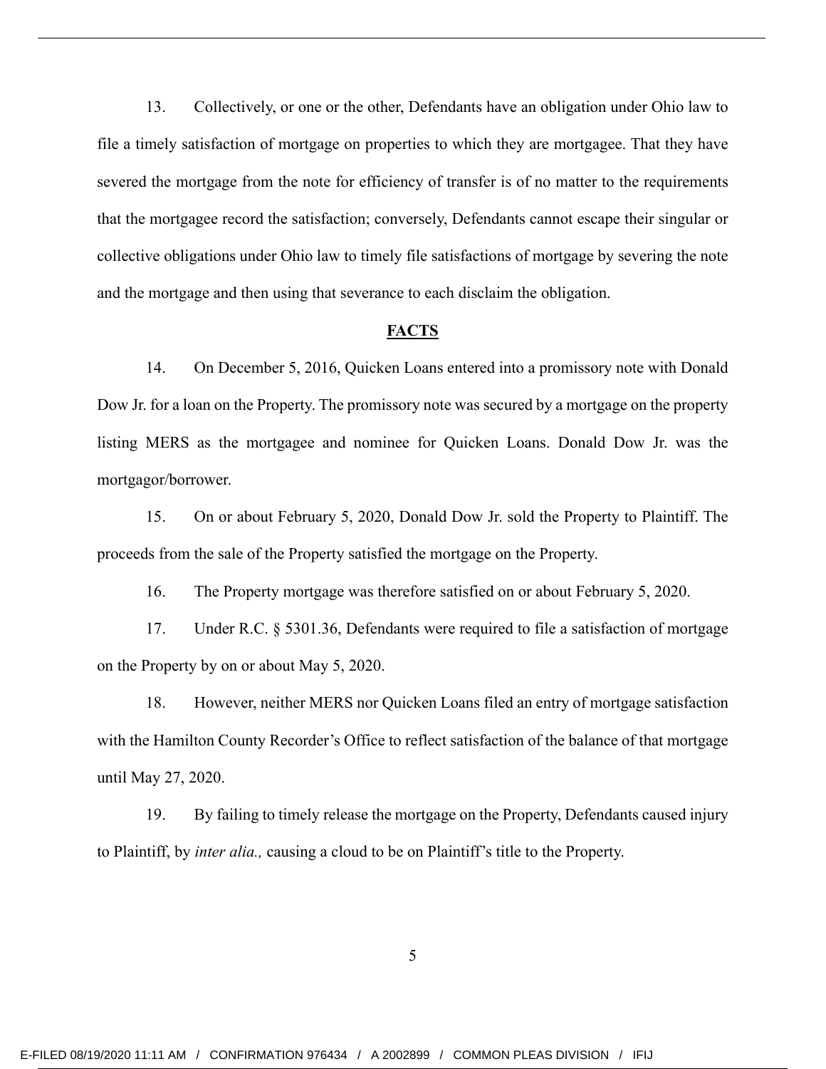13. Collectively, or one or the other, Defendants have an obligation under Ohio law to file a timely satisfaction of mortgage on properties to which they are mortgagee. That they have severed the mortgage from the note for efficiency of transfer is of no matter to the requirements that the mortgagee record the satisfaction; conversely, Defendants cannot escape their singular or collective obligations under Ohio law to timely file satisfactions of mortgage by severing the note and the mortgage and then using that severance to each disclaim the obligation.

## **FACTS**

14. On December 5, 2016, Quicken Loans entered into a promissory note with Donald Dow Jr. for a loan on the Property. The promissory note was secured by a mortgage on the property listing MERS as the mortgagee and nominee for Quicken Loans. Donald Dow Jr. was the mortgagor/borrower.

15. On or about February 5, 2020, Donald Dow Jr. sold the Property to Plaintiff. The proceeds from the sale of the Property satisfied the mortgage on the Property.

16. The Property mortgage was therefore satisfied on or about February 5, 2020.

17. Under R.C. § 5301.36, Defendants were required to file a satisfaction of mortgage on the Property by on or about May 5, 2020.

18. However, neither MERS nor Quicken Loans filed an entry of mortgage satisfaction with the Hamilton County Recorder's Office to reflect satisfaction of the balance of that mortgage until May 27, 2020.

19. By failing to timely release the mortgage on the Property, Defendants caused injury to Plaintiff, by *inter alia.,* causing a cloud to be on Plaintiff's title to the Property.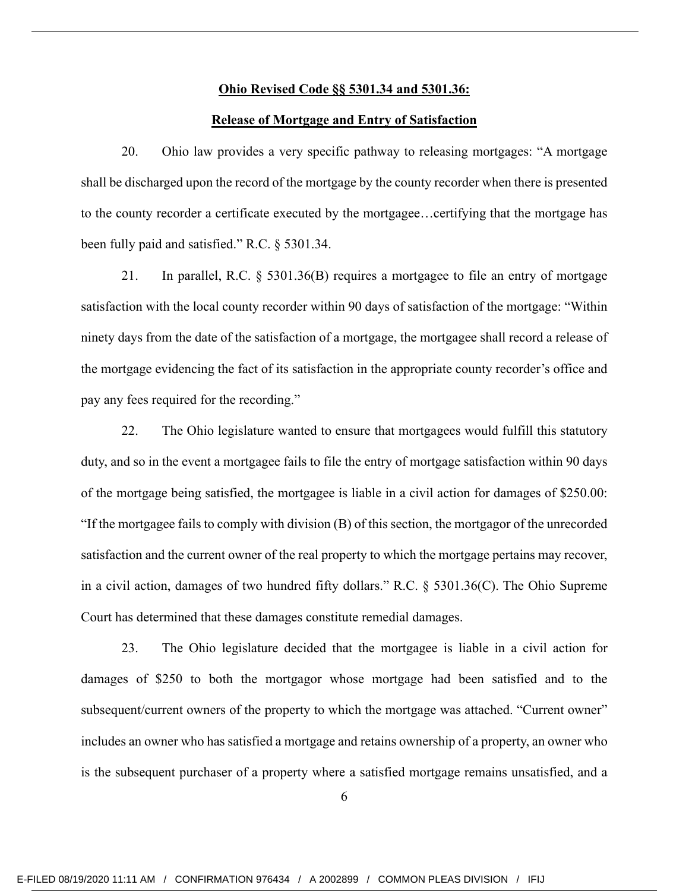**Ohio Revised Code §§ 5301.34 and 5301.36:**

**Release of Mortgage and Entry of Satisfaction**

20. Ohio law provides a very specific pathway to releasing mortgages: "A mortgage shall be discharged upon the record of the mortgage by the county recorder when there is presented to the county recorder a certificate executed by the mortgagee…certifying that the mortgage has been fully paid and satisfied." R.C. § 5301.34.

21. In parallel, R.C. § 5301.36(B) requires a mortgagee to file an entry of mortgage satisfaction with the local county recorder within 90 days of satisfaction of the mortgage: "Within ninety days from the date of the satisfaction of a mortgage, the mortgagee shall record a release of the mortgage evidencing the fact of its satisfaction in the appropriate county recorder's office and pay any fees required for the recording."

22. The Ohio legislature wanted to ensure that mortgagees would fulfill this statutory duty, and so in the event a mortgagee fails to file the entry of mortgage satisfaction within 90 days of the mortgage being satisfied, the mortgagee is liable in a civil action for damages of $250.00: "If the mortgagee fails to comply with division (B) of this section, the mortgagor of the unrecorded satisfaction and the current owner of the real property to which the mortgage pertains may recover, in a civil action, damages of two hundred fifty dollars." R.C. § 5301.36(C). The Ohio Supreme Court has determined that these damages constitute remedial damages.

23. The Ohio legislature decided that the mortgagee is liable in a civil action for damages of $250 to both the mortgagor whose mortgage had been satisfied and to the subsequent/current owners of the property to which the mortgage was attached. "Current owner" includes an owner who has satisfied a mortgage and retains ownership of a property, an owner who is the subsequent purchaser of a property where a satisfied mortgage remains unsatisfied, and a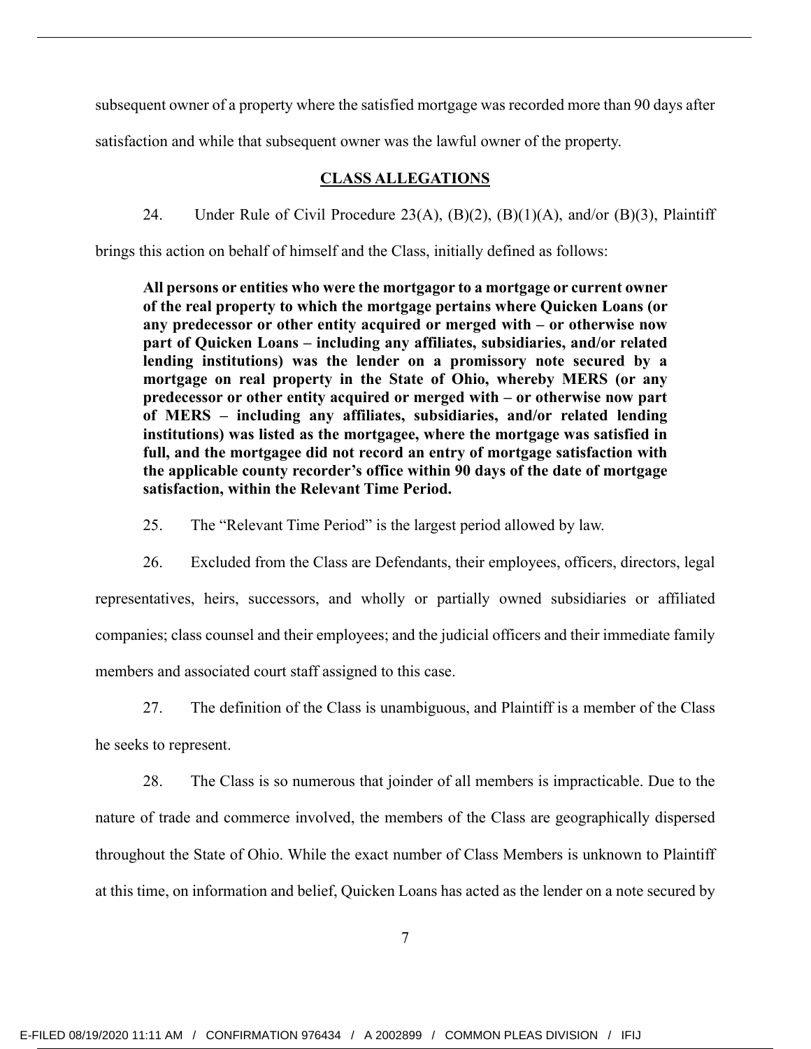subsequent owner of a property where the satisfied mortgage was recorded more than 90 days after satisfaction and while that subsequent owner was the lawful owner of the property.

## CLASS ALLEGATIONS

24. Under Rule of Civil Procedure 23(A), (B)(2), (B)(1)(A), and/or (B)(3), Plaintiff brings this action on behalf of himself and the Class, initially defined as follows:

> **All persons or entities who were the mortgagor to a mortgage or current owner of the real property to which the mortgage pertains where Quicken Loans (or any predecessor or other entity acquired or merged with – or otherwise now part of Quicken Loans – including any affiliates, subsidiaries, and/or related lending institutions) was the lender on a promissory note secured by a mortgage on real property in the State of Ohio, whereby MERS (or any predecessor or other entity acquired or merged with – or otherwise now part of MERS – including any affiliates, subsidiaries, and/or related lending institutions) was listed as the mortgagee, where the mortgage was satisfied in full, and the mortgagee did not record an entry of mortgage satisfaction with the applicable county recorder's office within 90 days of the date of mortgage satisfaction, within the Relevant Time Period.**

25. The "Relevant Time Period" is the largest period allowed by law.

26. Excluded from the Class are Defendants, their employees, officers, directors, legal representatives, heirs, successors, and wholly or partially owned subsidiaries or affiliated companies; class counsel and their employees; and the judicial officers and their immediate family members and associated court staff assigned to this case.

27. The definition of the Class is unambiguous, and Plaintiff is a member of the Class he seeks to represent.

28. The Class is so numerous that joinder of all members is impracticable. Due to the nature of trade and commerce involved, the members of the Class are geographically dispersed throughout the State of Ohio. While the exact number of Class Members is unknown to Plaintiff at this time, on information and belief, Quicken Loans has acted as the lender on a note secured by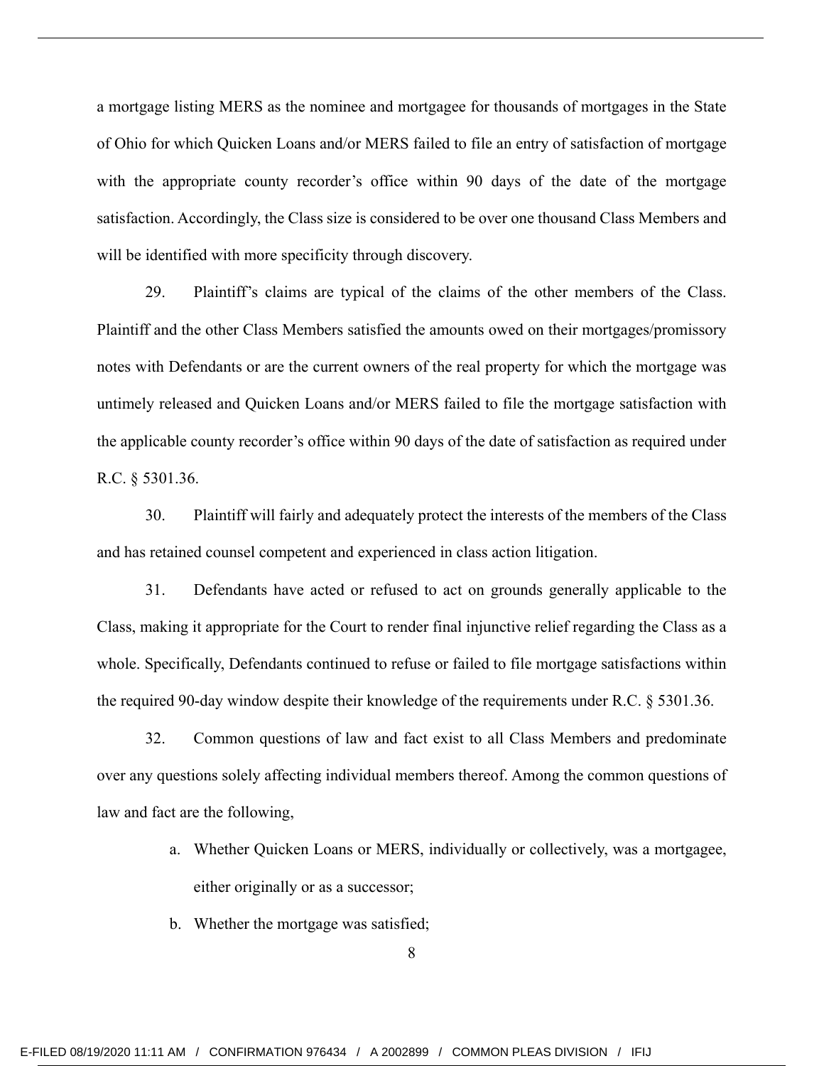a mortgage listing MERS as the nominee and mortgagee for thousands of mortgages in the State of Ohio for which Quicken Loans and/or MERS failed to file an entry of satisfaction of mortgage with the appropriate county recorder's office within 90 days of the date of the mortgage satisfaction. Accordingly, the Class size is considered to be over one thousand Class Members and will be identified with more specificity through discovery.

29. Plaintiff's claims are typical of the claims of the other members of the Class. Plaintiff and the other Class Members satisfied the amounts owed on their mortgages/promissory notes with Defendants or are the current owners of the real property for which the mortgage was untimely released and Quicken Loans and/or MERS failed to file the mortgage satisfaction with the applicable county recorder's office within 90 days of the date of satisfaction as required under R.C. § 5301.36.

30. Plaintiff will fairly and adequately protect the interests of the members of the Class and has retained counsel competent and experienced in class action litigation.

31. Defendants have acted or refused to act on grounds generally applicable to the Class, making it appropriate for the Court to render final injunctive relief regarding the Class as a whole. Specifically, Defendants continued to refuse or failed to file mortgage satisfactions within the required 90-day window despite their knowledge of the requirements under R.C. § 5301.36.

32. Common questions of law and fact exist to all Class Members and predominate over any questions solely affecting individual members thereof. Among the common questions of law and fact are the following,

a. Whether Quicken Loans or MERS, individually or collectively, was a mortgagee, either originally or as a successor;

b. Whether the mortgage was satisfied;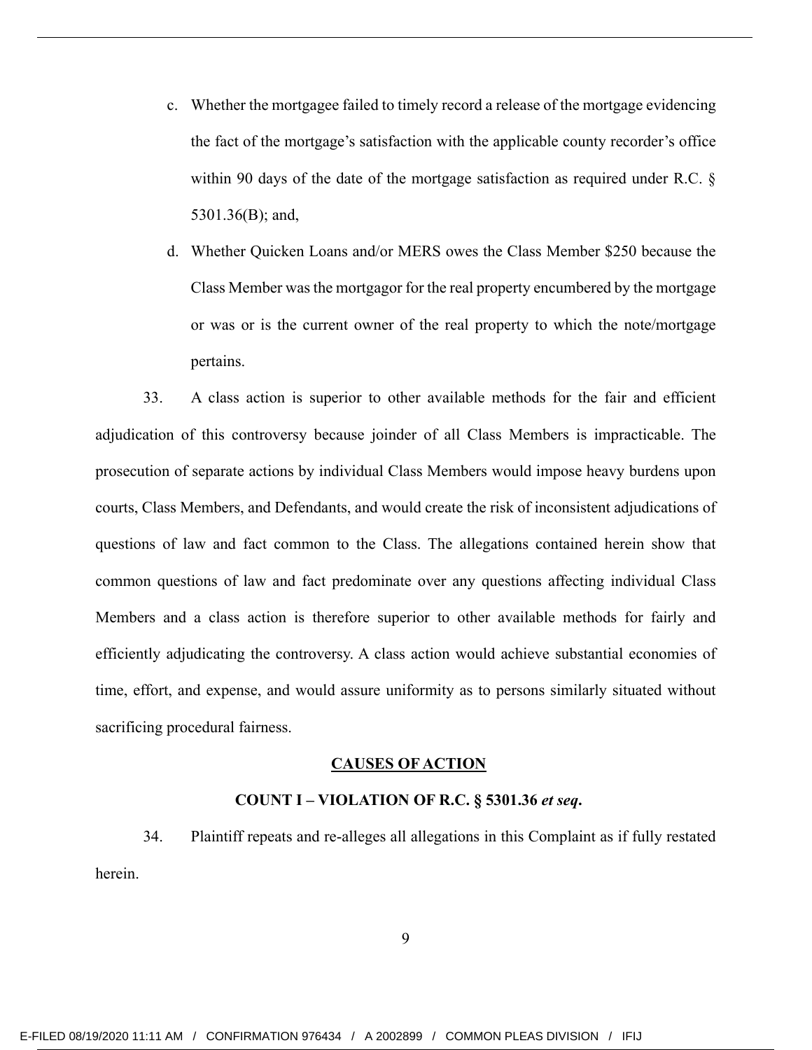c. Whether the mortgagee failed to timely record a release of the mortgage evidencing the fact of the mortgage's satisfaction with the applicable county recorder's office within 90 days of the date of the mortgage satisfaction as required under R.C. § 5301.36(B); and,

d. Whether Quicken Loans and/or MERS owes the Class Member $250 because the Class Member was the mortgagor for the real property encumbered by the mortgage or was or is the current owner of the real property to which the note/mortgage pertains.

33. A class action is superior to other available methods for the fair and efficient adjudication of this controversy because joinder of all Class Members is impracticable. The prosecution of separate actions by individual Class Members would impose heavy burdens upon courts, Class Members, and Defendants, and would create the risk of inconsistent adjudications of questions of law and fact common to the Class. The allegations contained herein show that common questions of law and fact predominate over any questions affecting individual Class Members and a class action is therefore superior to other available methods for fairly and efficiently adjudicating the controversy. A class action would achieve substantial economies of time, effort, and expense, and would assure uniformity as to persons similarly situated without sacrificing procedural fairness.

## CAUSES OF ACTION

### COUNT I – VIOLATION OF R.C. § 5301.36 *et seq*.

34. Plaintiff repeats and re-alleges all allegations in this Complaint as if fully restated herein.

E-FILED 08/19/2020 11:11 AM / CONFIRMATION 976434 / A 2002899 / COMMON PLEAS DIVISION / IFIJ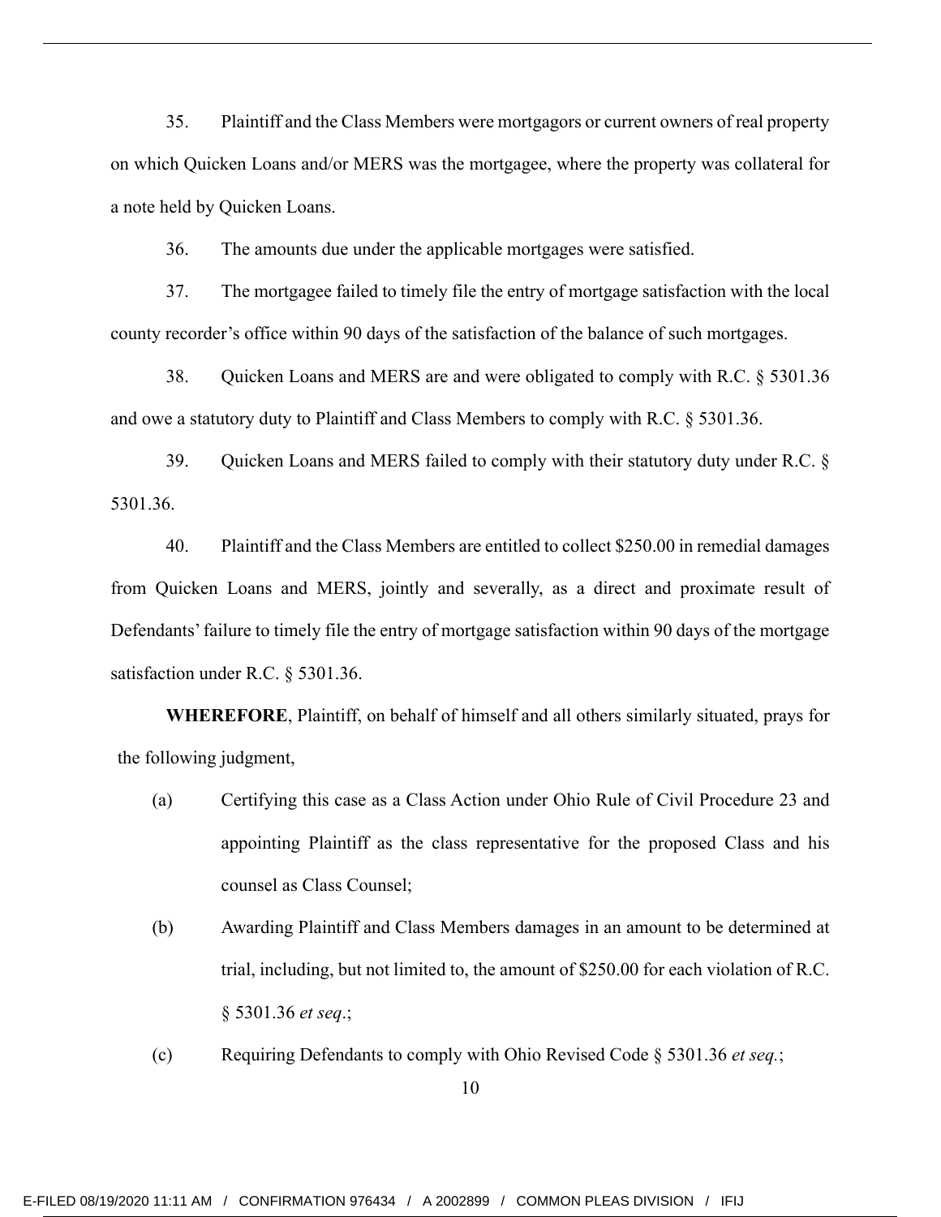35. Plaintiff and the Class Members were mortgagors or current owners of real property on which Quicken Loans and/or MERS was the mortgagee, where the property was collateral for a note held by Quicken Loans.

36. The amounts due under the applicable mortgages were satisfied.

37. The mortgagee failed to timely file the entry of mortgage satisfaction with the local county recorder's office within 90 days of the satisfaction of the balance of such mortgages.

38. Quicken Loans and MERS are and were obligated to comply with R.C. § 5301.36 and owe a statutory duty to Plaintiff and Class Members to comply with R.C. § 5301.36.

39. Quicken Loans and MERS failed to comply with their statutory duty under R.C. § 5301.36.

40. Plaintiff and the Class Members are entitled to collect $250.00 in remedial damages from Quicken Loans and MERS, jointly and severally, as a direct and proximate result of Defendants' failure to timely file the entry of mortgage satisfaction within 90 days of the mortgage satisfaction under R.C. § 5301.36.

**WHEREFORE**, Plaintiff, on behalf of himself and all others similarly situated, prays for the following judgment,

(a) Certifying this case as a Class Action under Ohio Rule of Civil Procedure 23 and appointing Plaintiff as the class representative for the proposed Class and his counsel as Class Counsel;

(b) Awarding Plaintiff and Class Members damages in an amount to be determined at trial, including, but not limited to, the amount of $250.00 for each violation of R.C. § 5301.36 *et seq*.;

(c) Requiring Defendants to comply with Ohio Revised Code § 5301.36 *et seq.*;

E-FILED 08/19/2020 11:11 AM / CONFIRMATION 976434 / A 2002899 / COMMON PLEAS DIVISION / IFIJ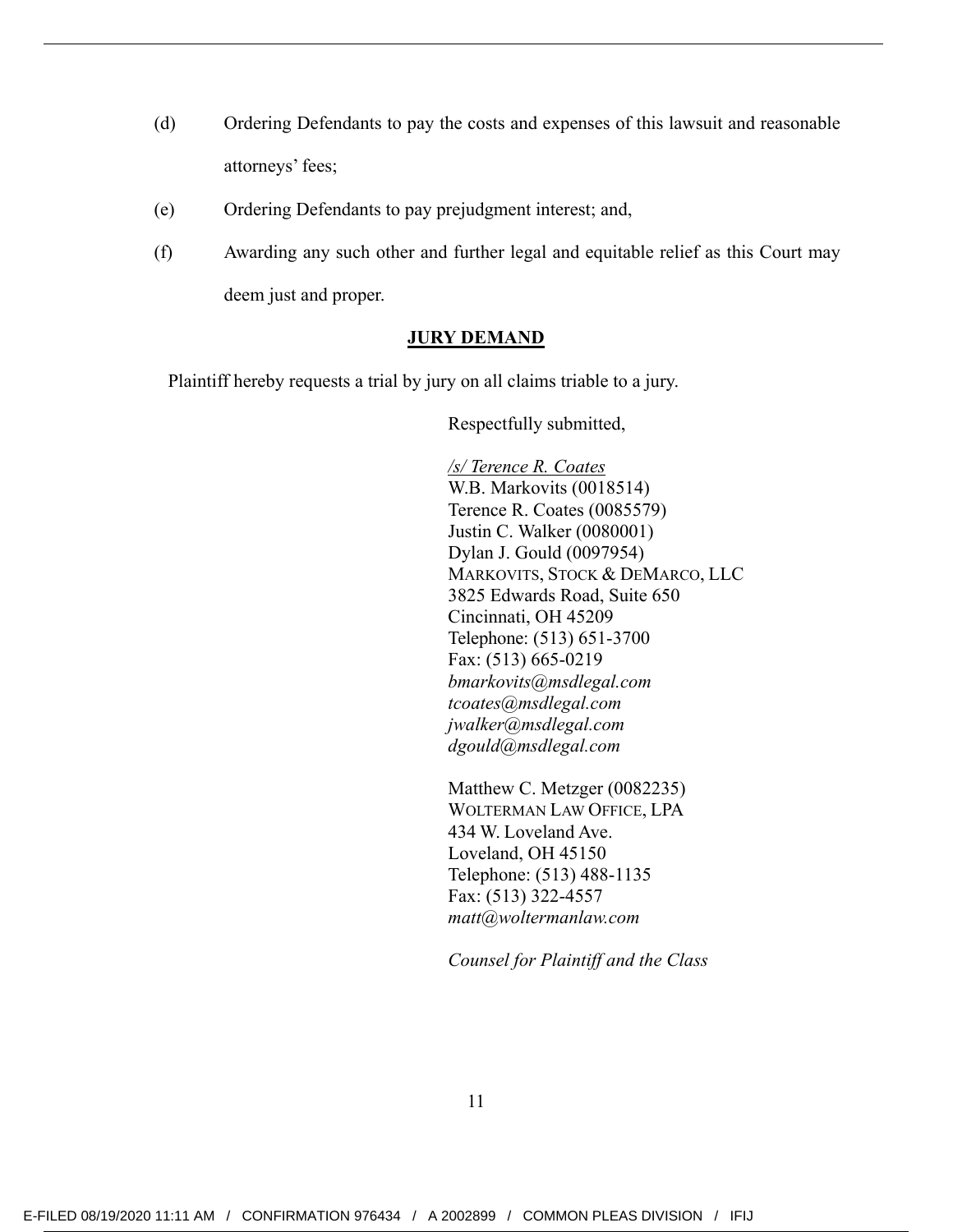(d) Ordering Defendants to pay the costs and expenses of this lawsuit and reasonable attorneys' fees;

(e) Ordering Defendants to pay prejudgment interest; and,

(f) Awarding any such other and further legal and equitable relief as this Court may deem just and proper.

**JURY DEMAND**

Plaintiff hereby requests a trial by jury on all claims triable to a jury.

Respectfully submitted,

*/s/ Terence R. Coates*
W.B. Markovits (0018514)
Terence R. Coates (0085579)
Justin C. Walker (0080001)
Dylan J. Gould (0097954)
MARKOVITS, STOCK & DEMARCO, LLC
3825 Edwards Road, Suite 650
Cincinnati, OH 45209
Telephone: (513) 651-3700
Fax: (513) 665-0219
*bmarkovits@msdlegal.com*
*tcoates@msdlegal.com*
*jwalker@msdlegal.com*
*dgould@msdlegal.com*

Matthew C. Metzger (0082235)
WOLTERMAN LAW OFFICE, LPA
434 W. Loveland Ave.
Loveland, OH 45150
Telephone: (513) 488-1135
Fax: (513) 322-4557
*matt@woltermanlaw.com*

*Counsel for Plaintiff and the Class*

E-FILED 08/19/2020 11:11 AM / CONFIRMATION 976434 / A 2002899 / COMMON PLEAS DIVISION / IFIJ